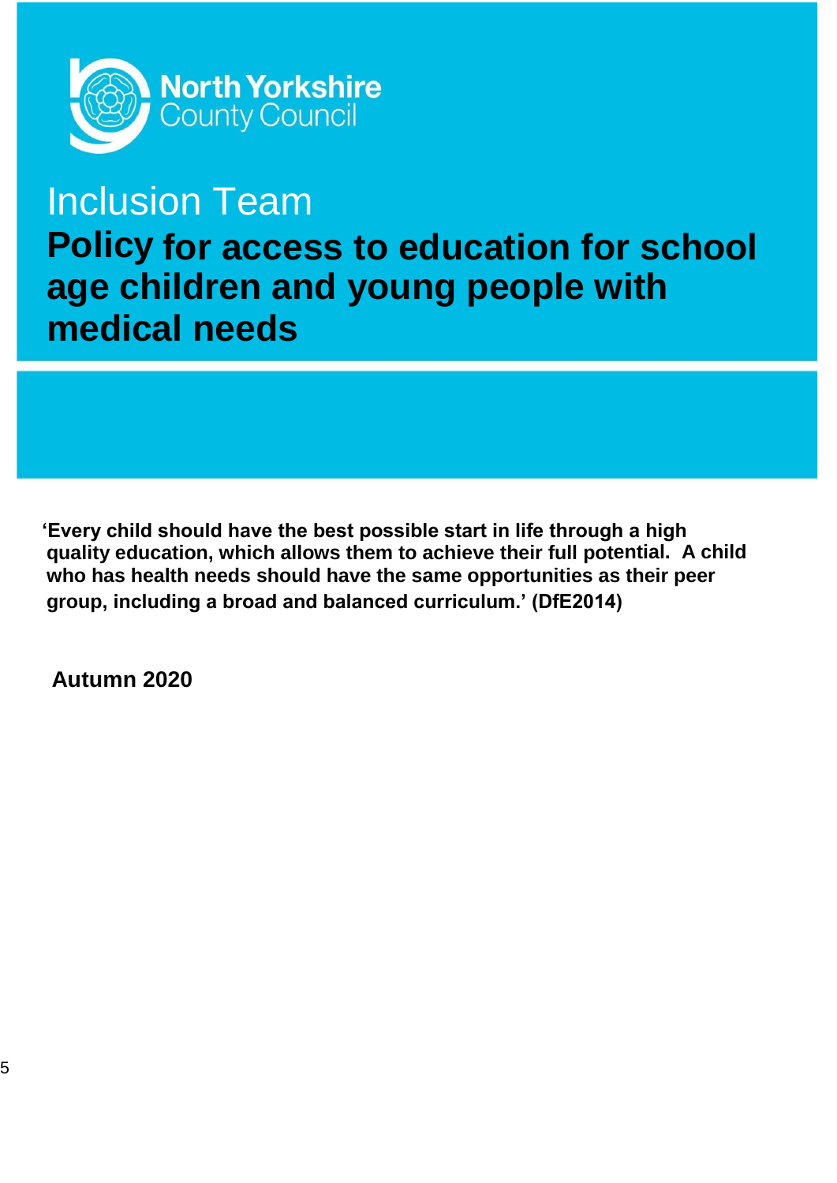North Yorkshire County Council

# Inclusion Team

# Policy for access to education for school age children and young people with medical needs

**'Every child should have the best possible start in life through a high quality education, which allows them to achieve their full potential. A child who has health needs should have the same opportunities as their peer group, including a broad and balanced curriculum.' (DfE2014)**

**Autumn 2020**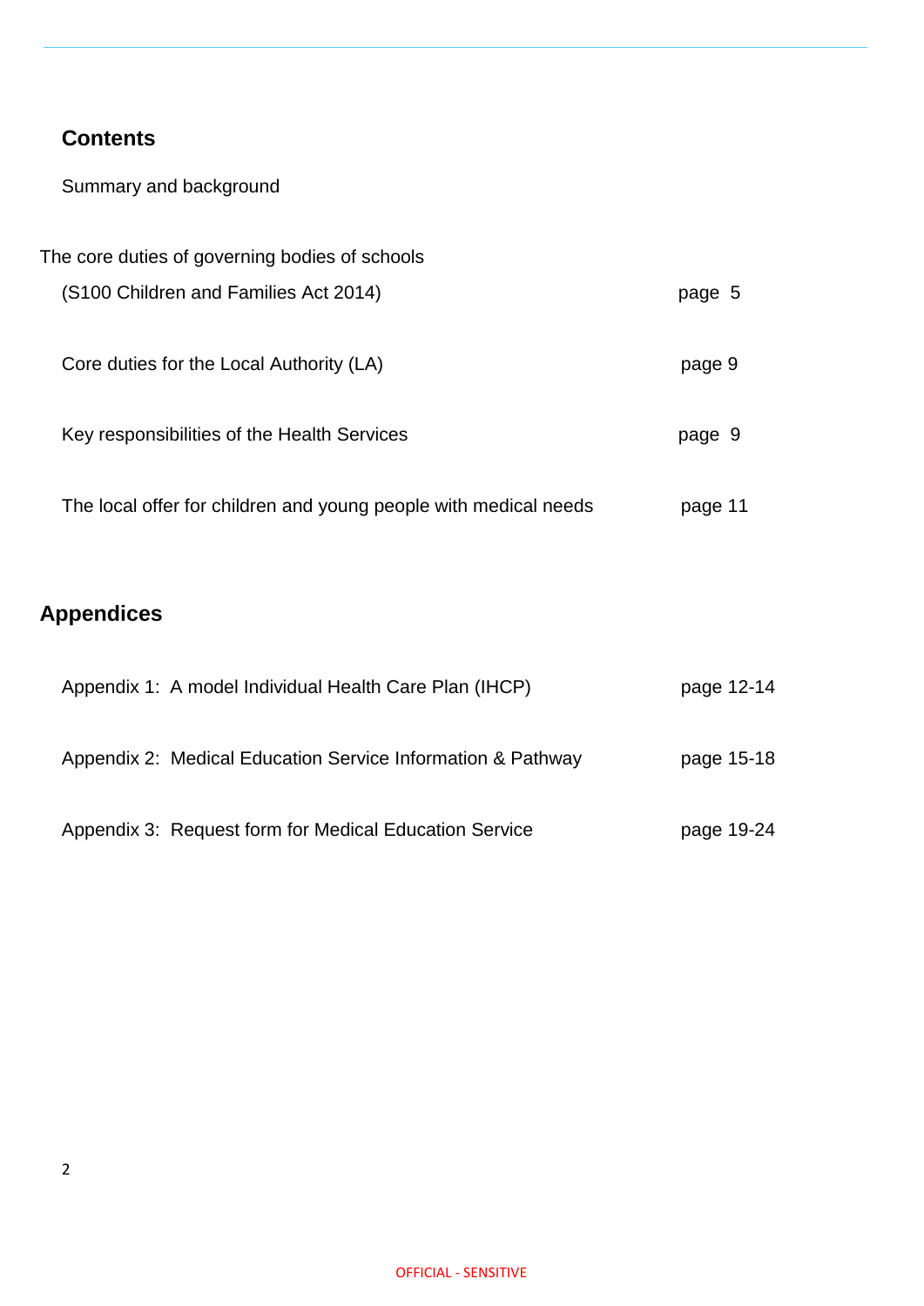## Contents

Summary and background

The core duties of governing bodies of schools
(S100 Children and Families Act 2014) page 5

Core duties for the Local Authority (LA) page 9

Key responsibilities of the Health Services page 9

The local offer for children and young people with medical needs page 11

## Appendices

Appendix 1: A model Individual Health Care Plan (IHCP) page 12-14

Appendix 2: Medical Education Service Information & Pathway page 15-18

Appendix 3: Request form for Medical Education Service page 19-24

OFFICIAL - SENSITIVE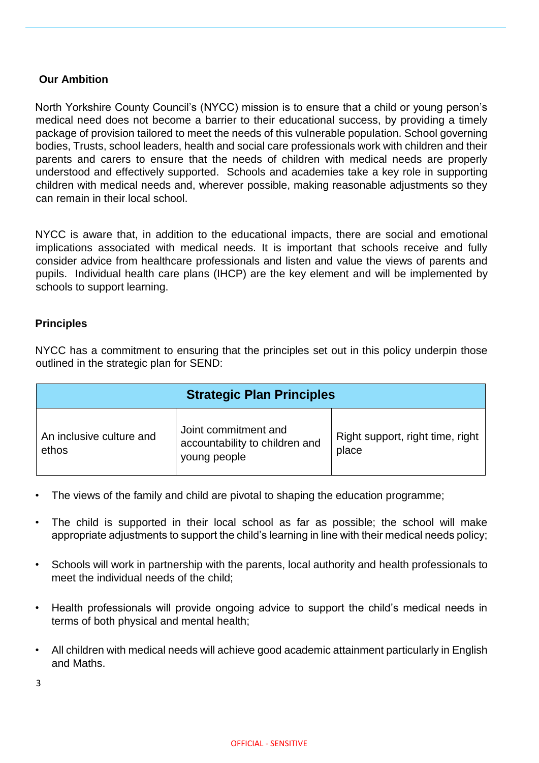## Our Ambition

North Yorkshire County Council's (NYCC) mission is to ensure that a child or young person's medical need does not become a barrier to their educational success, by providing a timely package of provision tailored to meet the needs of this vulnerable population. School governing bodies, Trusts, school leaders, health and social care professionals work with children and their parents and carers to ensure that the needs of children with medical needs are properly understood and effectively supported. Schools and academies take a key role in supporting children with medical needs and, wherever possible, making reasonable adjustments so they can remain in their local school.

NYCC is aware that, in addition to the educational impacts, there are social and emotional implications associated with medical needs. It is important that schools receive and fully consider advice from healthcare professionals and listen and value the views of parents and pupils. Individual health care plans (IHCP) are the key element and will be implemented by schools to support learning.

## Principles

NYCC has a commitment to ensuring that the principles set out in this policy underpin those outlined in the strategic plan for SEND:

| Strategic Plan Principles | | |
|---|---|---|
| An inclusive culture and ethos | Joint commitment and accountability to children and young people | Right support, right time, right place |

- The views of the family and child are pivotal to shaping the education programme;
- The child is supported in their local school as far as possible; the school will make appropriate adjustments to support the child's learning in line with their medical needs policy;
- Schools will work in partnership with the parents, local authority and health professionals to meet the individual needs of the child;
- Health professionals will provide ongoing advice to support the child's medical needs in terms of both physical and mental health;
- All children with medical needs will achieve good academic attainment particularly in English and Maths.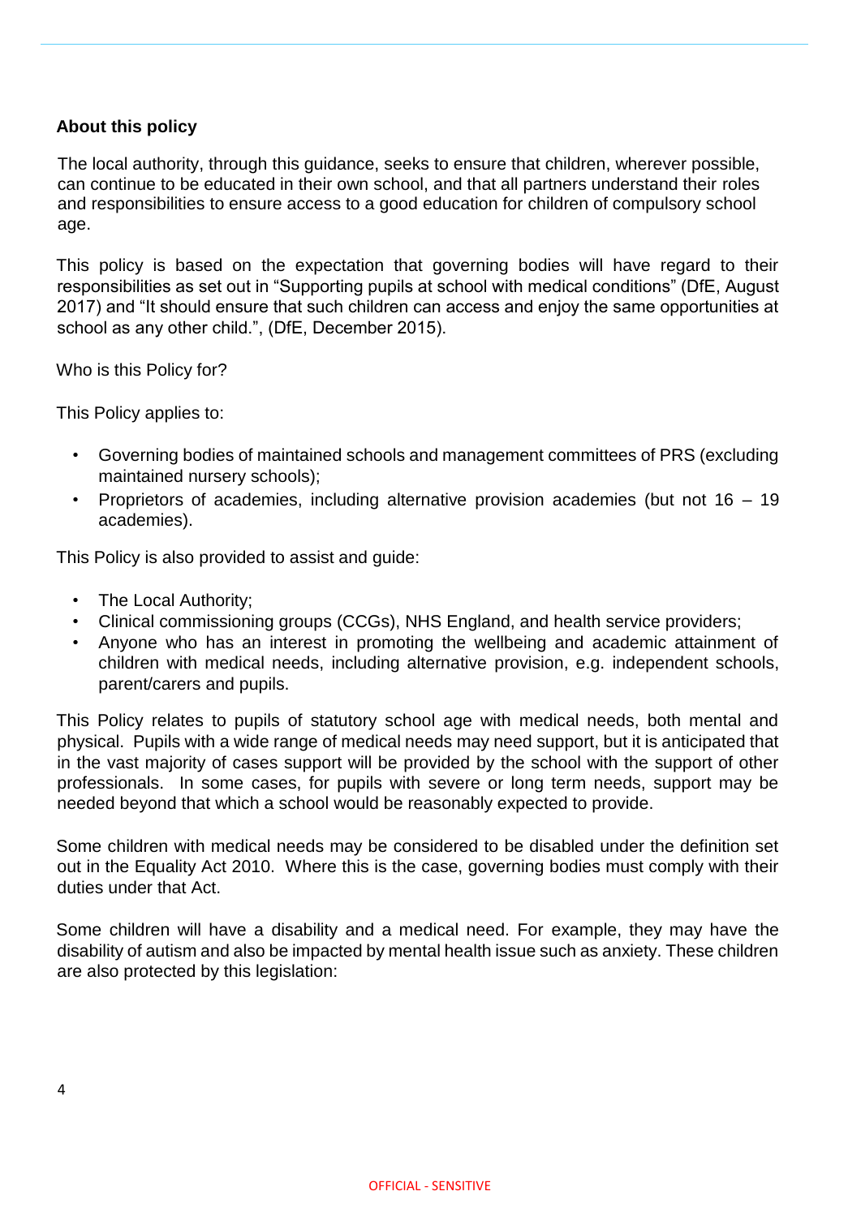## About this policy

The local authority, through this guidance, seeks to ensure that children, wherever possible, can continue to be educated in their own school, and that all partners understand their roles and responsibilities to ensure access to a good education for children of compulsory school age.

This policy is based on the expectation that governing bodies will have regard to their responsibilities as set out in "Supporting pupils at school with medical conditions" (DfE, August 2017) and "It should ensure that such children can access and enjoy the same opportunities at school as any other child.", (DfE, December 2015).

Who is this Policy for?

This Policy applies to:

- Governing bodies of maintained schools and management committees of PRS (excluding maintained nursery schools);
- Proprietors of academies, including alternative provision academies (but not 16 – 19 academies).

This Policy is also provided to assist and guide:

- The Local Authority;
- Clinical commissioning groups (CCGs), NHS England, and health service providers;
- Anyone who has an interest in promoting the wellbeing and academic attainment of children with medical needs, including alternative provision, e.g. independent schools, parent/carers and pupils.

This Policy relates to pupils of statutory school age with medical needs, both mental and physical. Pupils with a wide range of medical needs may need support, but it is anticipated that in the vast majority of cases support will be provided by the school with the support of other professionals. In some cases, for pupils with severe or long term needs, support may be needed beyond that which a school would be reasonably expected to provide.

Some children with medical needs may be considered to be disabled under the definition set out in the Equality Act 2010. Where this is the case, governing bodies must comply with their duties under that Act.

Some children will have a disability and a medical need. For example, they may have the disability of autism and also be impacted by mental health issue such as anxiety. These children are also protected by this legislation: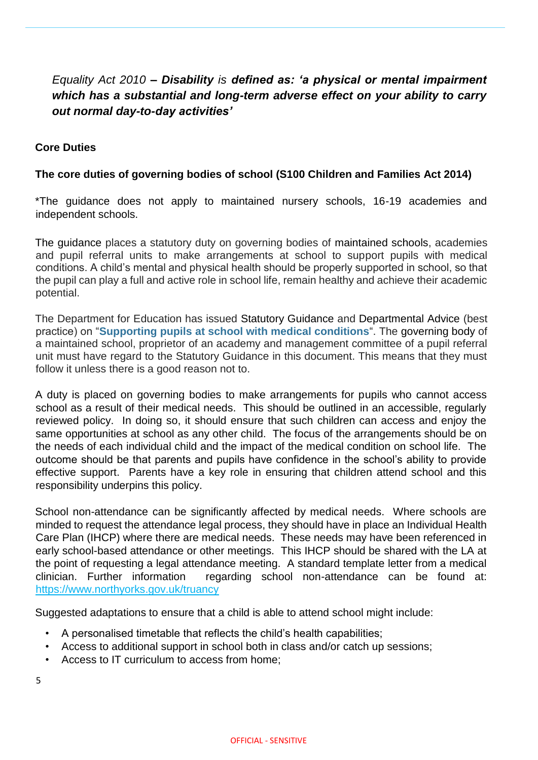*Equality Act 2010* ***– Disability** is **defined as: 'a physical or mental impairment which has a substantial and long-term adverse effect on your ability to carry out normal day-to-day activities'***

**Core Duties**

**The core duties of governing bodies of school (S100 Children and Families Act 2014)**

*The guidance does not apply to maintained nursery schools, 16-19 academies and independent schools.

The guidance places a statutory duty on governing bodies of maintained schools, academies and pupil referral units to make arrangements at school to support pupils with medical conditions. A child's mental and physical health should be properly supported in school, so that the pupil can play a full and active role in school life, remain healthy and achieve their academic potential.

The Department for Education has issued Statutory Guidance and Departmental Advice (best practice) on "**Supporting pupils at school with medical conditions**". The governing body of a maintained school, proprietor of an academy and management committee of a pupil referral unit must have regard to the Statutory Guidance in this document. This means that they must follow it unless there is a good reason not to.

A duty is placed on governing bodies to make arrangements for pupils who cannot access school as a result of their medical needs. This should be outlined in an accessible, regularly reviewed policy. In doing so, it should ensure that such children can access and enjoy the same opportunities at school as any other child. The focus of the arrangements should be on the needs of each individual child and the impact of the medical condition on school life. The outcome should be that parents and pupils have confidence in the school's ability to provide effective support. Parents have a key role in ensuring that children attend school and this responsibility underpins this policy.

School non-attendance can be significantly affected by medical needs. Where schools are minded to request the attendance legal process, they should have in place an Individual Health Care Plan (IHCP) where there are medical needs. These needs may have been referenced in early school-based attendance or other meetings. This IHCP should be shared with the LA at the point of requesting a legal attendance meeting. A standard template letter from a medical clinician. Further information regarding school non-attendance can be found at: https://www.northyorks.gov.uk/truancy

Suggested adaptations to ensure that a child is able to attend school might include:

- A personalised timetable that reflects the child's health capabilities;
- Access to additional support in school both in class and/or catch up sessions;
- Access to IT curriculum to access from home;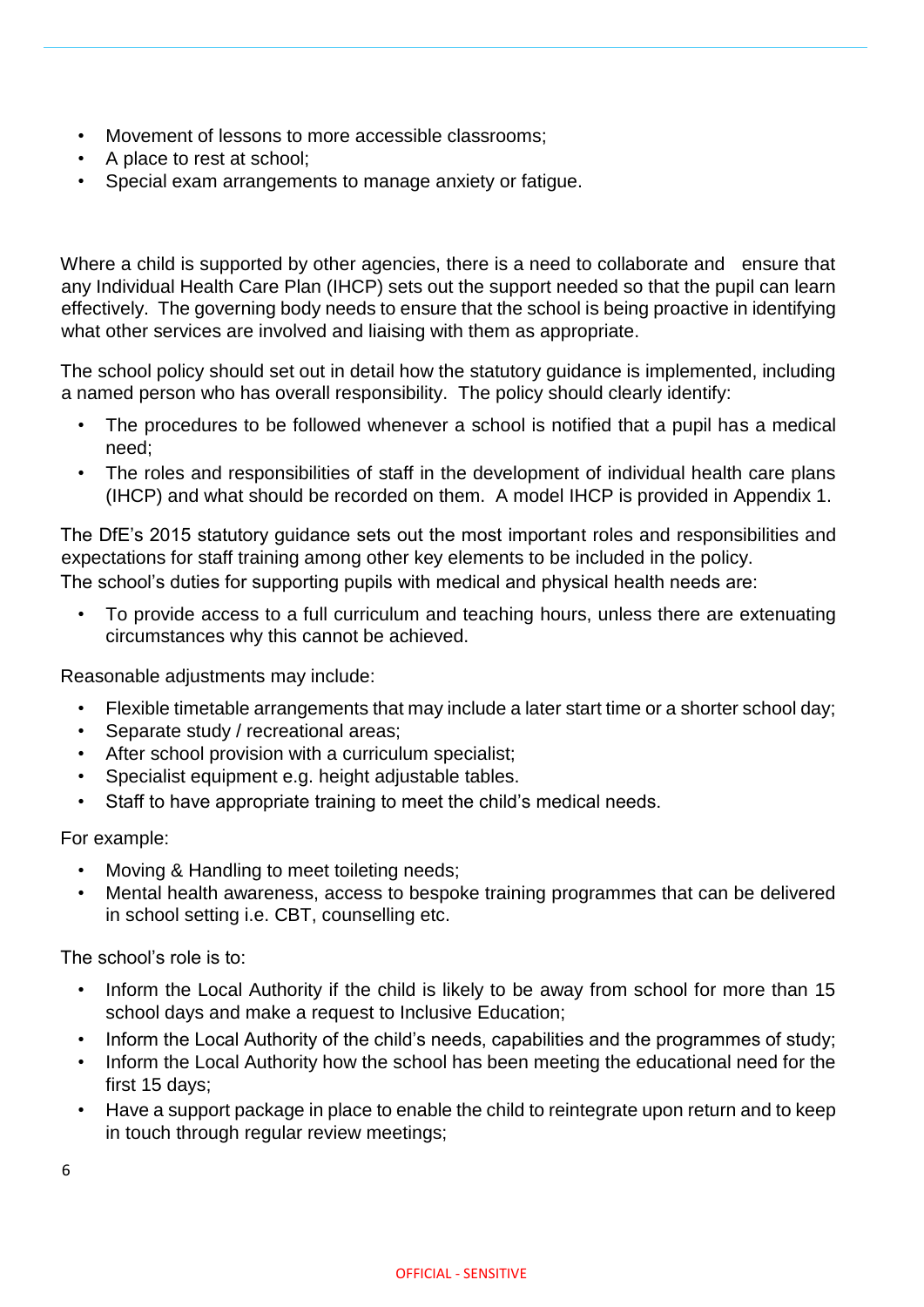- Movement of lessons to more accessible classrooms;
- A place to rest at school;
- Special exam arrangements to manage anxiety or fatigue.

Where a child is supported by other agencies, there is a need to collaborate and ensure that any Individual Health Care Plan (IHCP) sets out the support needed so that the pupil can learn effectively. The governing body needs to ensure that the school is being proactive in identifying what other services are involved and liaising with them as appropriate.

The school policy should set out in detail how the statutory guidance is implemented, including a named person who has overall responsibility. The policy should clearly identify:

- The procedures to be followed whenever a school is notified that a pupil has a medical need;
- The roles and responsibilities of staff in the development of individual health care plans (IHCP) and what should be recorded on them. A model IHCP is provided in Appendix 1.

The DfE's 2015 statutory guidance sets out the most important roles and responsibilities and expectations for staff training among other key elements to be included in the policy.
The school's duties for supporting pupils with medical and physical health needs are:

- To provide access to a full curriculum and teaching hours, unless there are extenuating circumstances why this cannot be achieved.

Reasonable adjustments may include:

- Flexible timetable arrangements that may include a later start time or a shorter school day;
- Separate study / recreational areas;
- After school provision with a curriculum specialist;
- Specialist equipment e.g. height adjustable tables.
- Staff to have appropriate training to meet the child's medical needs.

For example:

- Moving & Handling to meet toileting needs;
- Mental health awareness, access to bespoke training programmes that can be delivered in school setting i.e. CBT, counselling etc.

The school's role is to:

- Inform the Local Authority if the child is likely to be away from school for more than 15 school days and make a request to Inclusive Education;
- Inform the Local Authority of the child's needs, capabilities and the programmes of study;
- Inform the Local Authority how the school has been meeting the educational need for the first 15 days;
- Have a support package in place to enable the child to reintegrate upon return and to keep in touch through regular review meetings;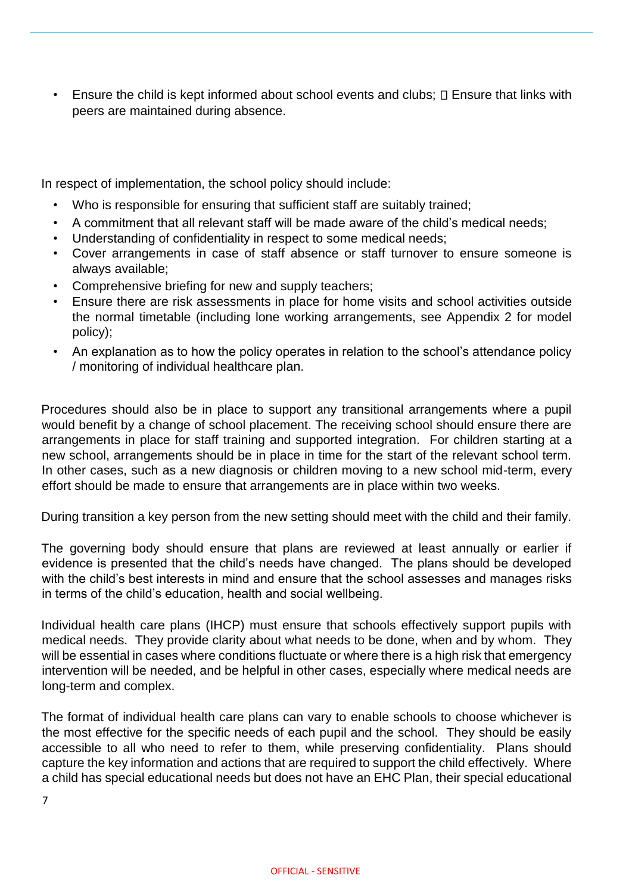- Ensure the child is kept informed about school events and clubs;  Ensure that links with peers are maintained during absence.

In respect of implementation, the school policy should include:

- Who is responsible for ensuring that sufficient staff are suitably trained;
- A commitment that all relevant staff will be made aware of the child's medical needs;
- Understanding of confidentiality in respect to some medical needs;
- Cover arrangements in case of staff absence or staff turnover to ensure someone is always available;
- Comprehensive briefing for new and supply teachers;
- Ensure there are risk assessments in place for home visits and school activities outside the normal timetable (including lone working arrangements, see Appendix 2 for model policy);
- An explanation as to how the policy operates in relation to the school's attendance policy / monitoring of individual healthcare plan.

Procedures should also be in place to support any transitional arrangements where a pupil would benefit by a change of school placement. The receiving school should ensure there are arrangements in place for staff training and supported integration. For children starting at a new school, arrangements should be in place in time for the start of the relevant school term. In other cases, such as a new diagnosis or children moving to a new school mid-term, every effort should be made to ensure that arrangements are in place within two weeks.

During transition a key person from the new setting should meet with the child and their family.

The governing body should ensure that plans are reviewed at least annually or earlier if evidence is presented that the child's needs have changed. The plans should be developed with the child's best interests in mind and ensure that the school assesses and manages risks in terms of the child's education, health and social wellbeing.

Individual health care plans (IHCP) must ensure that schools effectively support pupils with medical needs. They provide clarity about what needs to be done, when and by whom. They will be essential in cases where conditions fluctuate or where there is a high risk that emergency intervention will be needed, and be helpful in other cases, especially where medical needs are long-term and complex.

The format of individual health care plans can vary to enable schools to choose whichever is the most effective for the specific needs of each pupil and the school. They should be easily accessible to all who need to refer to them, while preserving confidentiality. Plans should capture the key information and actions that are required to support the child effectively. Where a child has special educational needs but does not have an EHC Plan, their special educational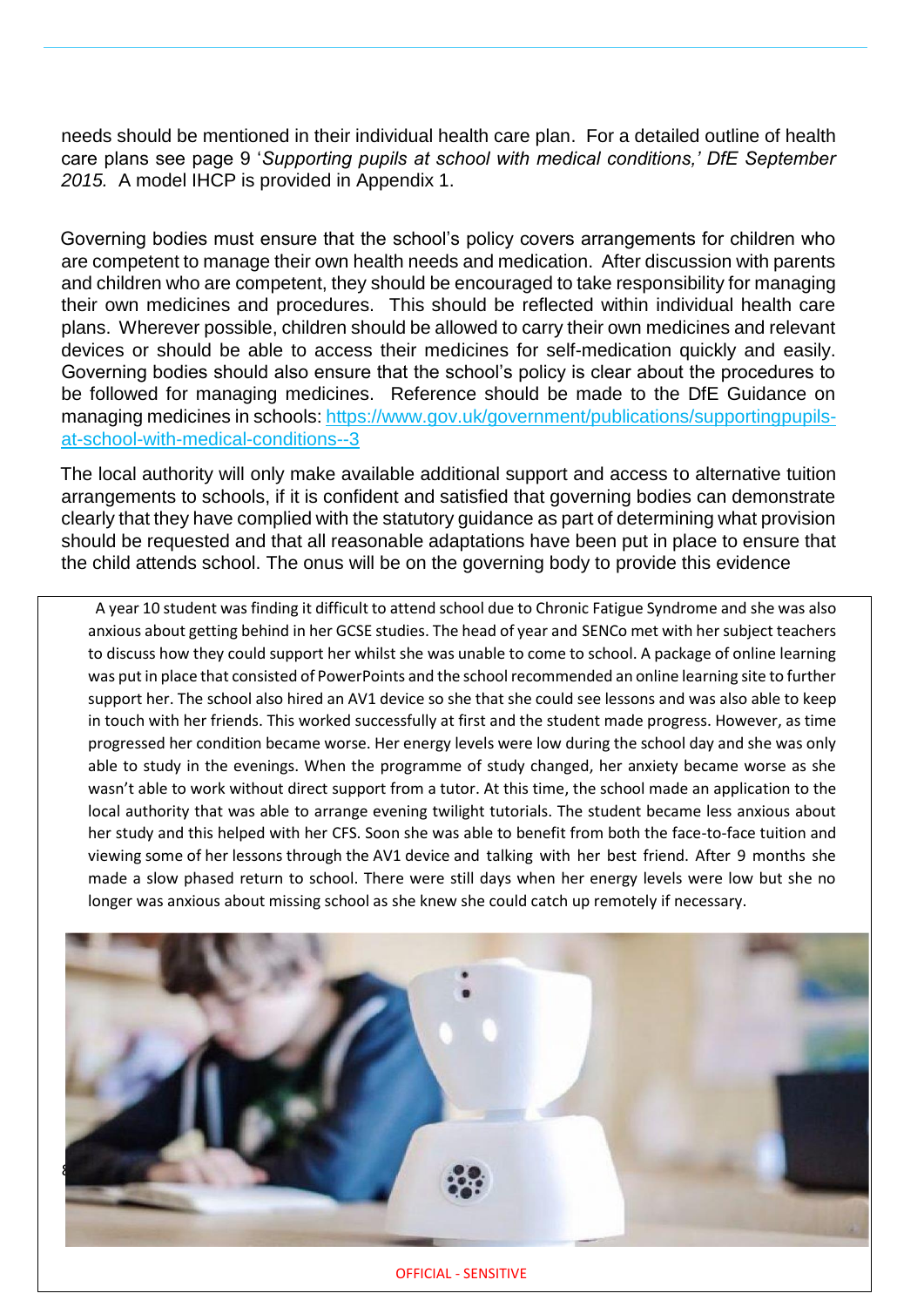needs should be mentioned in their individual health care plan. For a detailed outline of health care plans see page 9 '*Supporting pupils at school with medical conditions,' DfE September 2015.* A model IHCP is provided in Appendix 1.

Governing bodies must ensure that the school's policy covers arrangements for children who are competent to manage their own health needs and medication. After discussion with parents and children who are competent, they should be encouraged to take responsibility for managing their own medicines and procedures. This should be reflected within individual health care plans. Wherever possible, children should be allowed to carry their own medicines and relevant devices or should be able to access their medicines for self-medication quickly and easily. Governing bodies should also ensure that the school's policy is clear about the procedures to be followed for managing medicines. Reference should be made to the DfE Guidance on managing medicines in schools: [https://www.gov.uk/government/publications/supportingpupils-at-school-with-medical-conditions--3](https://www.gov.uk/government/publications/supportingpupils-at-school-with-medical-conditions--3)

The local authority will only make available additional support and access to alternative tuition arrangements to schools, if it is confident and satisfied that governing bodies can demonstrate clearly that they have complied with the statutory guidance as part of determining what provision should be requested and that all reasonable adaptations have been put in place to ensure that the child attends school. The onus will be on the governing body to provide this evidence

A year 10 student was finding it difficult to attend school due to Chronic Fatigue Syndrome and she was also anxious about getting behind in her GCSE studies. The head of year and SENCo met with her subject teachers to discuss how they could support her whilst she was unable to come to school. A package of online learning was put in place that consisted of PowerPoints and the school recommended an online learning site to further support her. The school also hired an AV1 device so she that she could see lessons and was also able to keep in touch with her friends. This worked successfully at first and the student made progress. However, as time progressed her condition became worse. Her energy levels were low during the school day and she was only able to study in the evenings. When the programme of study changed, her anxiety became worse as she wasn't able to work without direct support from a tutor. At this time, the school made an application to the local authority that was able to arrange evening twilight tutorials. The student became less anxious about her study and this helped with her CFS. Soon she was able to benefit from both the face-to-face tuition and viewing some of her lessons through the AV1 device and talking with her best friend. After 9 months she made a slow phased return to school. There were still days when her energy levels were low but she no longer was anxious about missing school as she knew she could catch up remotely if necessary.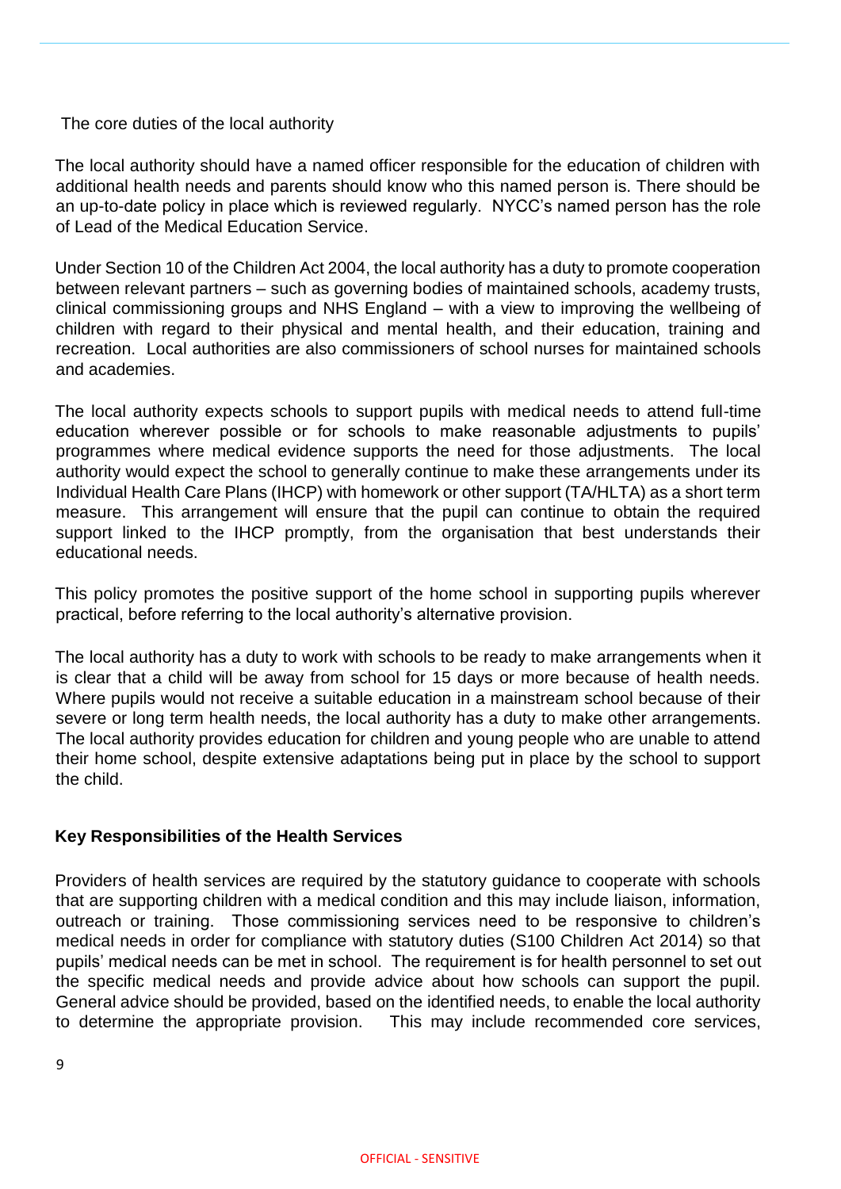The core duties of the local authority

The local authority should have a named officer responsible for the education of children with additional health needs and parents should know who this named person is. There should be an up-to-date policy in place which is reviewed regularly. NYCC's named person has the role of Lead of the Medical Education Service.

Under Section 10 of the Children Act 2004, the local authority has a duty to promote cooperation between relevant partners – such as governing bodies of maintained schools, academy trusts, clinical commissioning groups and NHS England – with a view to improving the wellbeing of children with regard to their physical and mental health, and their education, training and recreation. Local authorities are also commissioners of school nurses for maintained schools and academies.

The local authority expects schools to support pupils with medical needs to attend full-time education wherever possible or for schools to make reasonable adjustments to pupils' programmes where medical evidence supports the need for those adjustments. The local authority would expect the school to generally continue to make these arrangements under its Individual Health Care Plans (IHCP) with homework or other support (TA/HLTA) as a short term measure. This arrangement will ensure that the pupil can continue to obtain the required support linked to the IHCP promptly, from the organisation that best understands their educational needs.

This policy promotes the positive support of the home school in supporting pupils wherever practical, before referring to the local authority's alternative provision.

The local authority has a duty to work with schools to be ready to make arrangements when it is clear that a child will be away from school for 15 days or more because of health needs. Where pupils would not receive a suitable education in a mainstream school because of their severe or long term health needs, the local authority has a duty to make other arrangements. The local authority provides education for children and young people who are unable to attend their home school, despite extensive adaptations being put in place by the school to support the child.

**Key Responsibilities of the Health Services**

Providers of health services are required by the statutory guidance to cooperate with schools that are supporting children with a medical condition and this may include liaison, information, outreach or training. Those commissioning services need to be responsive to children's medical needs in order for compliance with statutory duties (S100 Children Act 2014) so that pupils' medical needs can be met in school. The requirement is for health personnel to set out the specific medical needs and provide advice about how schools can support the pupil. General advice should be provided, based on the identified needs, to enable the local authority to determine the appropriate provision. This may include recommended core services,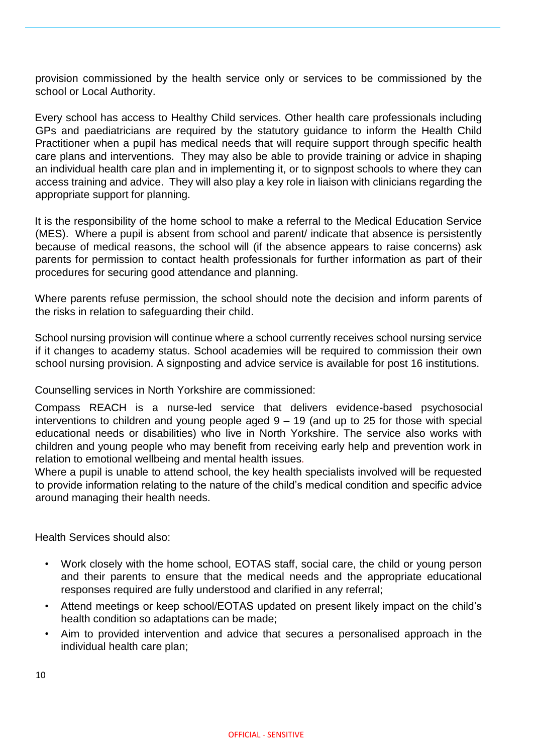provision commissioned by the health service only or services to be commissioned by the school or Local Authority.

Every school has access to Healthy Child services. Other health care professionals including GPs and paediatricians are required by the statutory guidance to inform the Health Child Practitioner when a pupil has medical needs that will require support through specific health care plans and interventions. They may also be able to provide training or advice in shaping an individual health care plan and in implementing it, or to signpost schools to where they can access training and advice. They will also play a key role in liaison with clinicians regarding the appropriate support for planning.

It is the responsibility of the home school to make a referral to the Medical Education Service (MES). Where a pupil is absent from school and parent/ indicate that absence is persistently because of medical reasons, the school will (if the absence appears to raise concerns) ask parents for permission to contact health professionals for further information as part of their procedures for securing good attendance and planning.

Where parents refuse permission, the school should note the decision and inform parents of the risks in relation to safeguarding their child.

School nursing provision will continue where a school currently receives school nursing service if it changes to academy status. School academies will be required to commission their own school nursing provision. A signposting and advice service is available for post 16 institutions.

Counselling services in North Yorkshire are commissioned:

Compass REACH is a nurse-led service that delivers evidence-based psychosocial interventions to children and young people aged 9 – 19 (and up to 25 for those with special educational needs or disabilities) who live in North Yorkshire. The service also works with children and young people who may benefit from receiving early help and prevention work in relation to emotional wellbeing and mental health issues.

Where a pupil is unable to attend school, the key health specialists involved will be requested to provide information relating to the nature of the child's medical condition and specific advice around managing their health needs.

Health Services should also:

- Work closely with the home school, EOTAS staff, social care, the child or young person and their parents to ensure that the medical needs and the appropriate educational responses required are fully understood and clarified in any referral;
- Attend meetings or keep school/EOTAS updated on present likely impact on the child's health condition so adaptations can be made;
- Aim to provided intervention and advice that secures a personalised approach in the individual health care plan;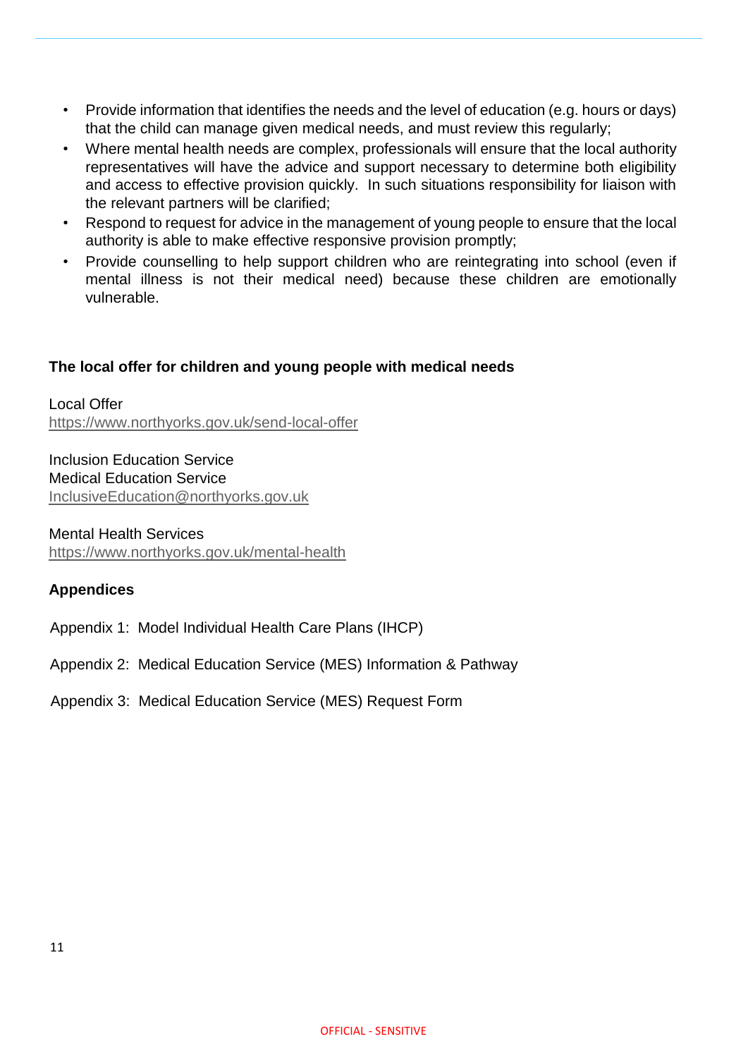- Provide information that identifies the needs and the level of education (e.g. hours or days) that the child can manage given medical needs, and must review this regularly;
- Where mental health needs are complex, professionals will ensure that the local authority representatives will have the advice and support necessary to determine both eligibility and access to effective provision quickly. In such situations responsibility for liaison with the relevant partners will be clarified;
- Respond to request for advice in the management of young people to ensure that the local authority is able to make effective responsive provision promptly;
- Provide counselling to help support children who are reintegrating into school (even if mental illness is not their medical need) because these children are emotionally vulnerable.

**The local offer for children and young people with medical needs**

Local Offer
https://www.northyorks.gov.uk/send-local-offer

Inclusion Education Service
Medical Education Service
InclusiveEducation@northyorks.gov.uk

Mental Health Services
https://www.northyorks.gov.uk/mental-health

**Appendices**

Appendix 1: Model Individual Health Care Plans (IHCP)

Appendix 2: Medical Education Service (MES) Information & Pathway

Appendix 3: Medical Education Service (MES) Request Form

OFFICIAL - SENSITIVE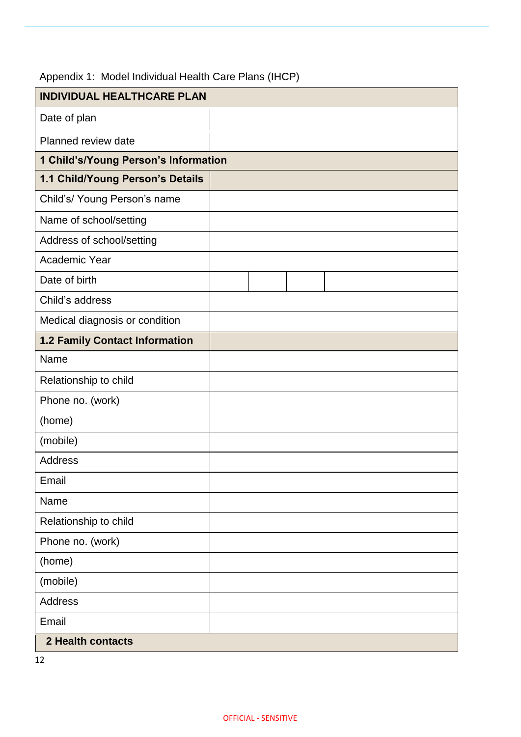Appendix 1: Model Individual Health Care Plans (IHCP)

| INDIVIDUAL HEALTHCARE PLAN | |
|---|---|
| Date of plan | |
| Planned review date | |
| **1 Child's/Young Person's Information** | |
| **1.1 Child/Young Person's Details** | |
| Child's/ Young Person's name | |
| Name of school/setting | |
| Address of school/setting | |
| Academic Year | |
| Date of birth | |
| Child's address | |
| Medical diagnosis or condition | |
| **1.2 Family Contact Information** | |
| Name | |
| Relationship to child | |
| Phone no. (work) | |
| (home) | |
| (mobile) | |
| Address | |
| Email | |
| Name | |
| Relationship to child | |
| Phone no. (work) | |
| (home) | |
| (mobile) | |
| Address | |
| Email | |
| **2 Health contacts** | |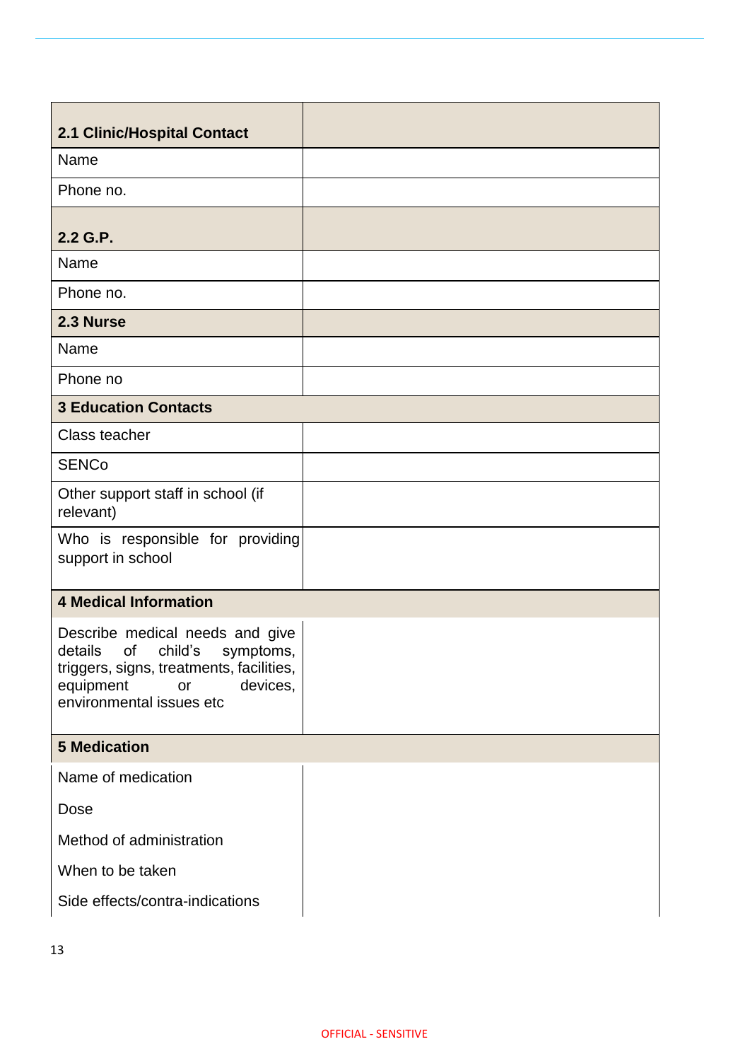| 2.1 Clinic/Hospital Contact | |
|---|---|
| Name | |
| Phone no. | |
| **2.2 G.P.** | |
| Name | |
| Phone no. | |
| **2.3 Nurse** | |
| Name | |
| Phone no | |
| **3 Education Contacts** | |
| Class teacher | |
| SENCo | |
| Other support staff in school (if relevant) | |
| Who is responsible for providing support in school | |
| **4 Medical Information** | |
| Describe medical needs and give details of child's symptoms, triggers, signs, treatments, facilities, equipment or devices, environmental issues etc | |
| **5 Medication** | |
| Name of medication | |
| Dose | |
| Method of administration | |
| When to be taken | |
| Side effects/contra-indications | |

OFFICIAL - SENSITIVE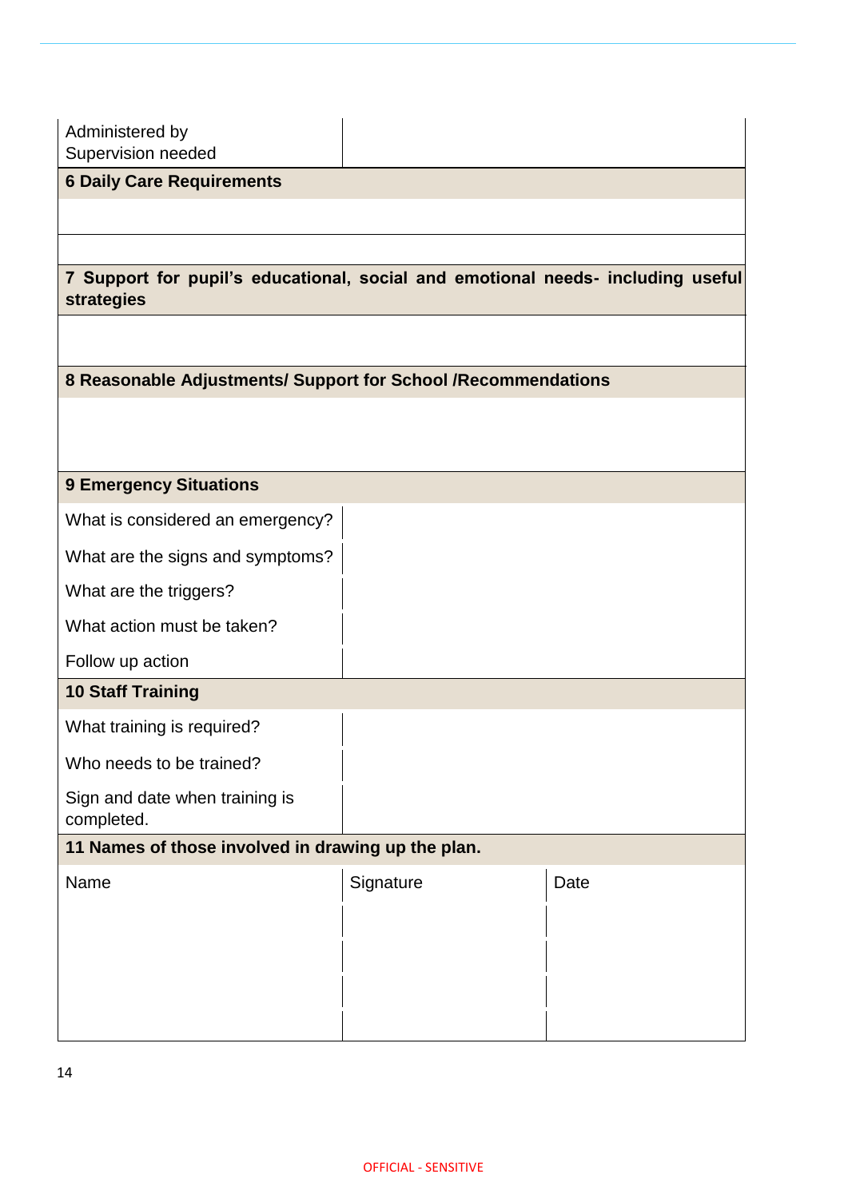| Administered by<br>Supervision needed | |
|---|---|

**6 Daily Care Requirements**

| |
|---|
| |
| |

**7 Support for pupil's educational, social and emotional needs- including useful strategies**

| |
|---|
| |

**8 Reasonable Adjustments/ Support for School /Recommendations**

| |
|---|
| |

**9 Emergency Situations**

| | |
|---|---|
| What is considered an emergency? | |
| What are the signs and symptoms? | |
| What are the triggers? | |
| What action must be taken? | |
| Follow up action | |

**10 Staff Training**

| | |
|---|---|
| What training is required? | |
| Who needs to be trained? | |
| Sign and date when training is completed. | |

**11 Names of those involved in drawing up the plan.**

| Name | Signature | Date |
|---|---|---|
| | | |
| | | |
| | | |
| | | |

OFFICIAL - SENSITIVE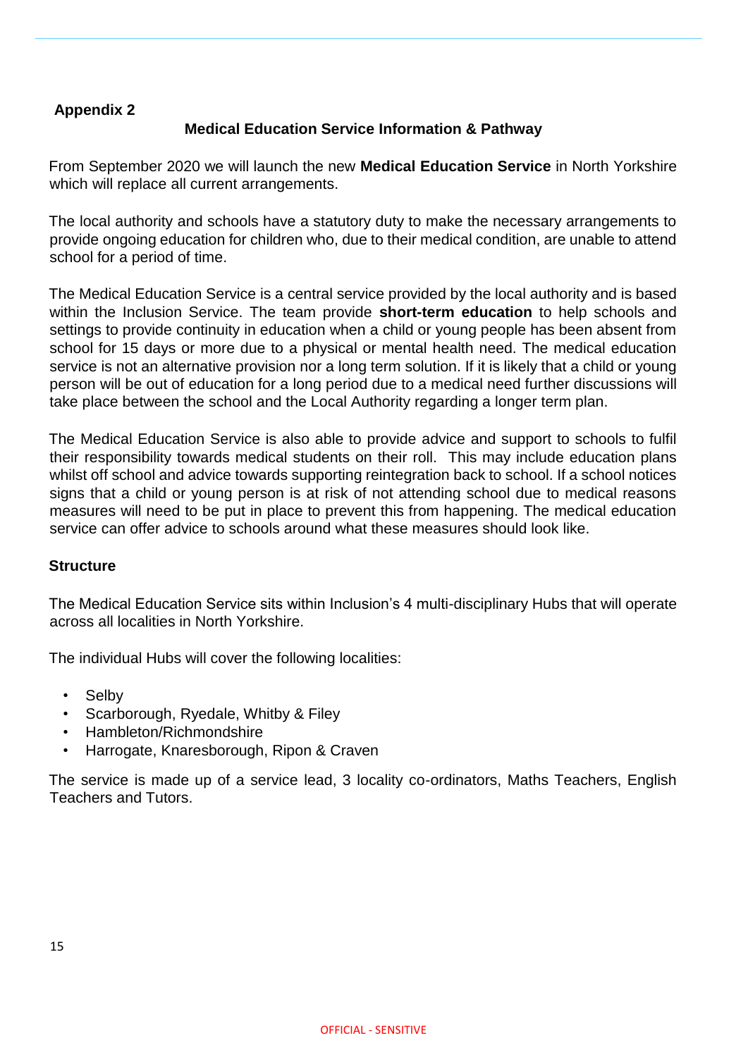## Appendix 2

### Medical Education Service Information & Pathway

From September 2020 we will launch the new **Medical Education Service** in North Yorkshire which will replace all current arrangements.

The local authority and schools have a statutory duty to make the necessary arrangements to provide ongoing education for children who, due to their medical condition, are unable to attend school for a period of time.

The Medical Education Service is a central service provided by the local authority and is based within the Inclusion Service. The team provide **short-term education** to help schools and settings to provide continuity in education when a child or young people has been absent from school for 15 days or more due to a physical or mental health need. The medical education service is not an alternative provision nor a long term solution. If it is likely that a child or young person will be out of education for a long period due to a medical need further discussions will take place between the school and the Local Authority regarding a longer term plan.

The Medical Education Service is also able to provide advice and support to schools to fulfil their responsibility towards medical students on their roll. This may include education plans whilst off school and advice towards supporting reintegration back to school. If a school notices signs that a child or young person is at risk of not attending school due to medical reasons measures will need to be put in place to prevent this from happening. The medical education service can offer advice to schools around what these measures should look like.

### Structure

The Medical Education Service sits within Inclusion's 4 multi-disciplinary Hubs that will operate across all localities in North Yorkshire.

The individual Hubs will cover the following localities:

- Selby
- Scarborough, Ryedale, Whitby & Filey
- Hambleton/Richmondshire
- Harrogate, Knaresborough, Ripon & Craven

The service is made up of a service lead, 3 locality co-ordinators, Maths Teachers, English Teachers and Tutors.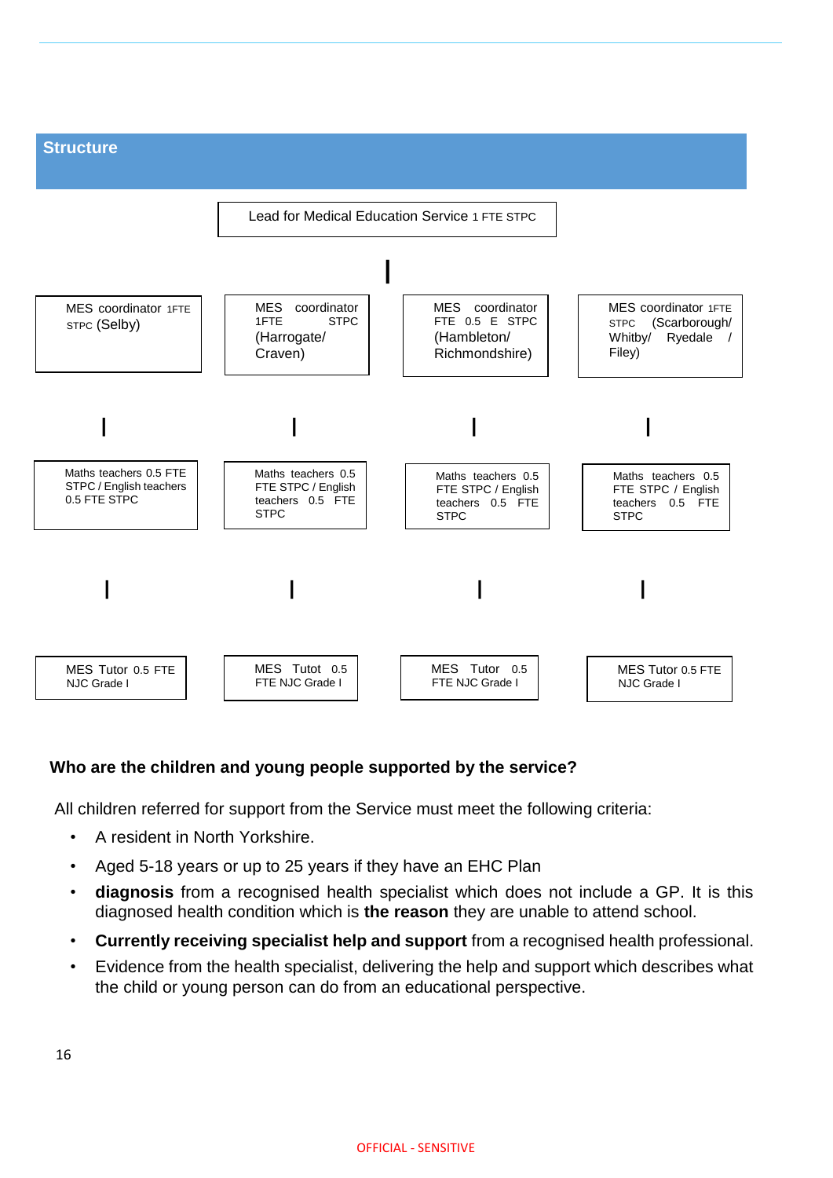## Structure

Lead for Medical Education Service 1 FTE STPC

| MES coordinator 1FTE STPC (Selby) | MES coordinator 1FTE STPC (Harrogate/ Craven) | MES coordinator FTE 0.5 E STPC (Hambleton/ Richmondshire) | MES coordinator 1FTE STPC (Scarborough/ Whitby/ Ryedale / Filey) |
|---|---|---|---|
| Maths teachers 0.5 FTE STPC / English teachers 0.5 FTE STPC | Maths teachers 0.5 FTE STPC / English teachers 0.5 FTE STPC | Maths teachers 0.5 FTE STPC / English teachers 0.5 FTE STPC | Maths teachers 0.5 FTE STPC / English teachers 0.5 FTE STPC |
| MES Tutor 0.5 FTE NJC Grade I | MES Tutot 0.5 FTE NJC Grade I | MES Tutor 0.5 FTE NJC Grade I | MES Tutor 0.5 FTE NJC Grade I |

### Who are the children and young people supported by the service?

All children referred for support from the Service must meet the following criteria:

- A resident in North Yorkshire.
- Aged 5-18 years or up to 25 years if they have an EHC Plan
- **diagnosis** from a recognised health specialist which does not include a GP. It is this diagnosed health condition which is **the reason** they are unable to attend school.
- **Currently receiving specialist help and support** from a recognised health professional.
- Evidence from the health specialist, delivering the help and support which describes what the child or young person can do from an educational perspective.

OFFICIAL - SENSITIVE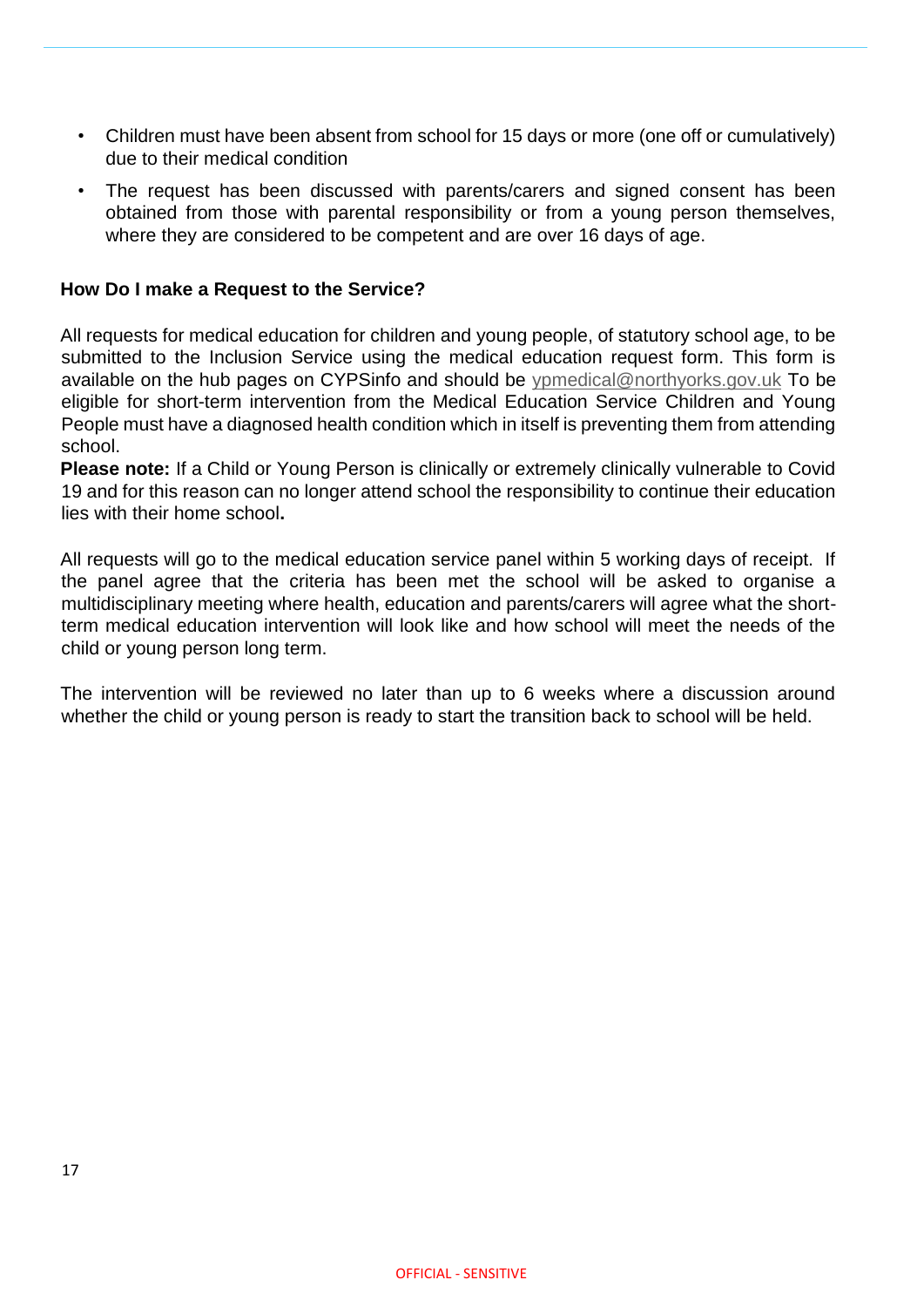- Children must have been absent from school for 15 days or more (one off or cumulatively) due to their medical condition
- The request has been discussed with parents/carers and signed consent has been obtained from those with parental responsibility or from a young person themselves, where they are considered to be competent and are over 16 days of age.

**How Do I make a Request to the Service?**

All requests for medical education for children and young people, of statutory school age, to be submitted to the Inclusion Service using the medical education request form. This form is available on the hub pages on CYPSinfo and should be ypmedical@northyorks.gov.uk To be eligible for short-term intervention from the Medical Education Service Children and Young People must have a diagnosed health condition which in itself is preventing them from attending school.

**Please note:** If a Child or Young Person is clinically or extremely clinically vulnerable to Covid 19 and for this reason can no longer attend school the responsibility to continue their education lies with their home school**.**

All requests will go to the medical education service panel within 5 working days of receipt. If the panel agree that the criteria has been met the school will be asked to organise a multidisciplinary meeting where health, education and parents/carers will agree what the short-term medical education intervention will look like and how school will meet the needs of the child or young person long term.

The intervention will be reviewed no later than up to 6 weeks where a discussion around whether the child or young person is ready to start the transition back to school will be held.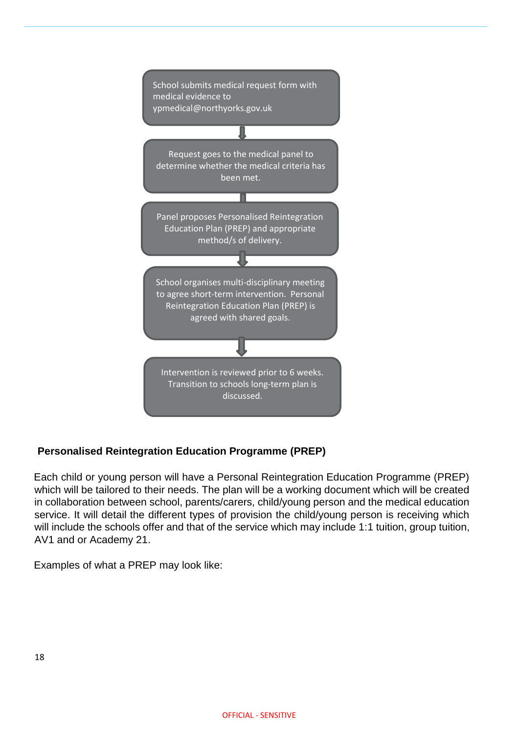School submits medical request form with medical evidence to ypmedical@northyorks.gov.uk

↓

Request goes to the medical panel to determine whether the medical criteria has been met.

↓

Panel proposes Personalised Reintegration Education Plan (PREP) and appropriate method/s of delivery.

↓

School organises multi-disciplinary meeting to agree short-term intervention. Personal Reintegration Education Plan (PREP) is agreed with shared goals.

↓

Intervention is reviewed prior to 6 weeks. Transition to schools long-term plan is discussed.

**Personalised Reintegration Education Programme (PREP)**

Each child or young person will have a Personal Reintegration Education Programme (PREP) which will be tailored to their needs. The plan will be a working document which will be created in collaboration between school, parents/carers, child/young person and the medical education service. It will detail the different types of provision the child/young person is receiving which will include the schools offer and that of the service which may include 1:1 tuition, group tuition, AV1 and or Academy 21.

Examples of what a PREP may look like: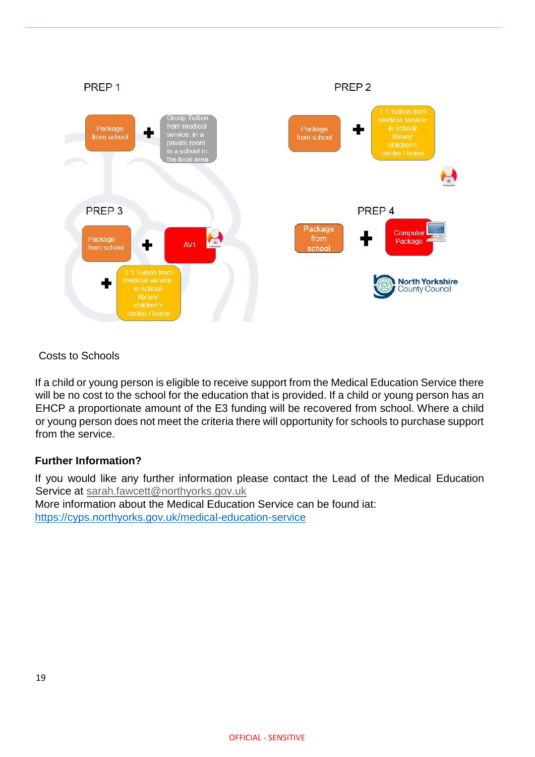PREP 1

Package from school ✚ Group Tuition from medical service: in a private room in a school in the local area

PREP 2

Package from school ✚ 1:1 Tuition from medical service in school/ library/ children's centre / home

PREP 3

Package from school ✚ AV1 ✚ 1:1 Tuition from medical service in school/ library/ children's centre / home

PREP 4

Package from school ✚ Computer Package

North Yorkshire County Council

Costs to Schools

If a child or young person is eligible to receive support from the Medical Education Service there will be no cost to the school for the education that is provided. If a child or young person has an EHCP a proportionate amount of the E3 funding will be recovered from school. Where a child or young person does not meet the criteria there will opportunity for schools to purchase support from the service.

**Further Information?**

If you would like any further information please contact the Lead of the Medical Education Service at sarah.fawcett@northyorks.gov.uk
More information about the Medical Education Service can be found iat:
https://cyps.northyorks.gov.uk/medical-education-service

OFFICIAL - SENSITIVE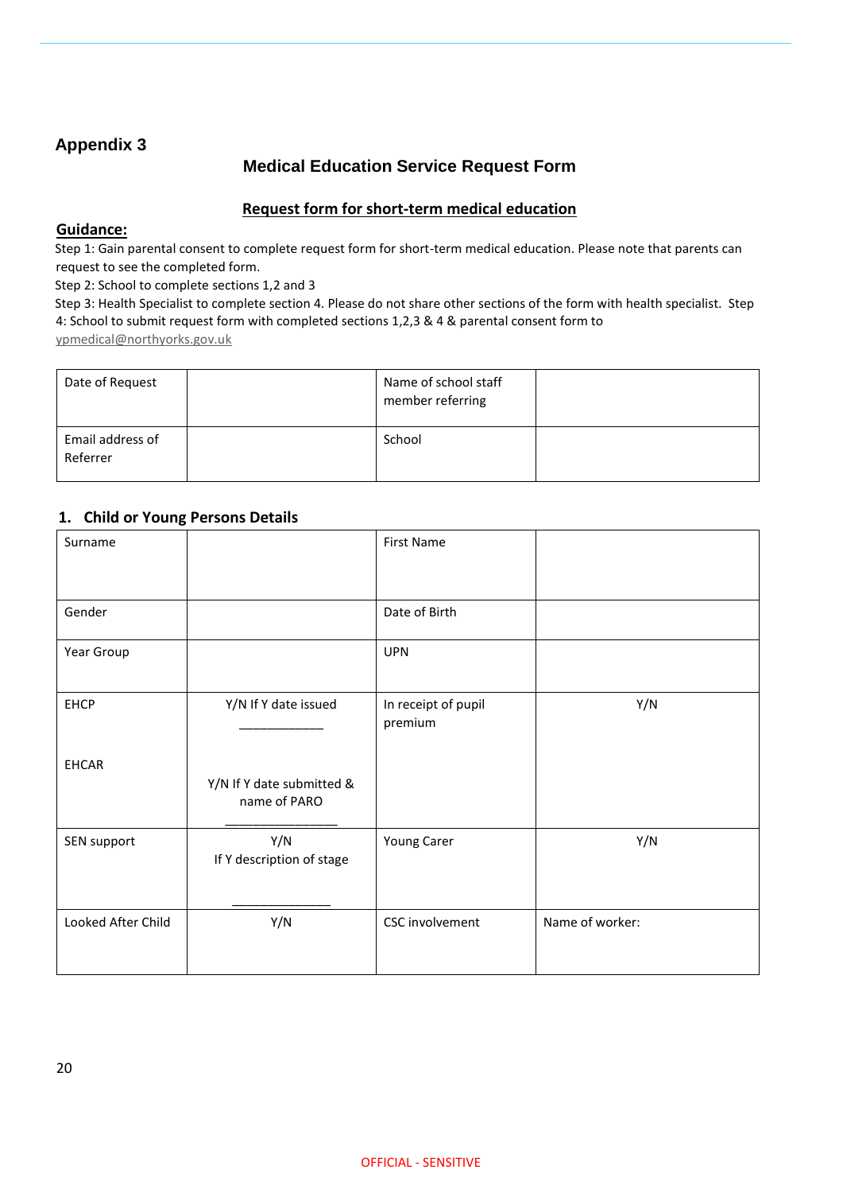## Appendix 3

### Medical Education Service Request Form

**Request form for short-term medical education**

**Guidance:**

Step 1: Gain parental consent to complete request form for short-term medical education. Please note that parents can request to see the completed form.

Step 2: School to complete sections 1,2 and 3

Step 3: Health Specialist to complete section 4. Please do not share other sections of the form with health specialist.

Step 4: School to submit request form with completed sections 1,2,3 & 4 & parental consent form to ypmedical@northyorks.gov.uk

| Date of Request | | Name of school staff member referring | |
|---|---|---|---|
| Email address of Referrer | | School | |

**1. Child or Young Persons Details**

| Surname | | First Name | |
|---|---|---|---|
| Gender | | Date of Birth | |
| Year Group | | UPN | |
| EHCP<br><br>EHCAR | Y/N If Y date issued ___________<br><br>Y/N If Y date submitted & name of PARO _______________ | In receipt of pupil premium | Y/N |
| SEN support | Y/N<br>If Y description of stage<br>_____________ | Young Carer | Y/N |
| Looked After Child | Y/N | CSC involvement | Name of worker: |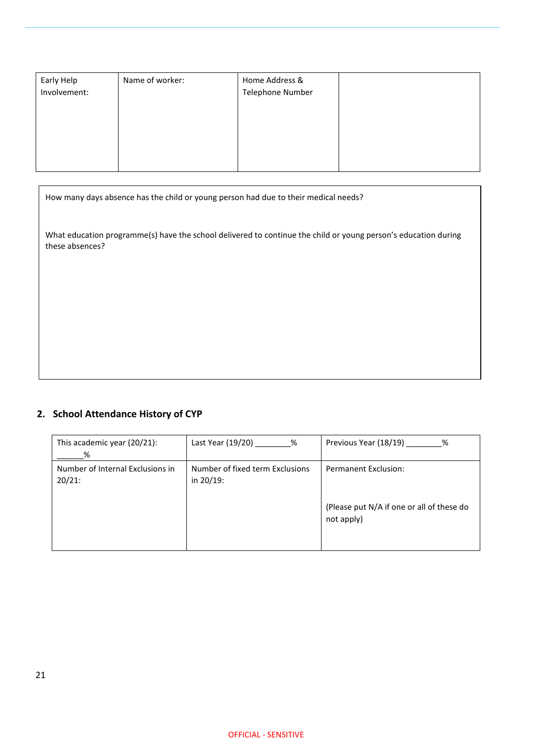| Early Help Involvement: | Name of worker: | Home Address & Telephone Number | |
|---|---|---|---|

| How many days absence has the child or young person had due to their medical needs?<br><br>What education programme(s) have the school delivered to continue the child or young person's education during these absences? |
|---|

## 2. School Attendance History of CYP

| This academic year (20/21): ______% | Last Year (19/20) ________% | Previous Year (18/19) ________% |
|---|---|---|
| Number of Internal Exclusions in 20/21: | Number of fixed term Exclusions in 20/19: | Permanent Exclusion:<br><br>(Please put N/A if one or all of these do not apply) |

OFFICIAL - SENSITIVE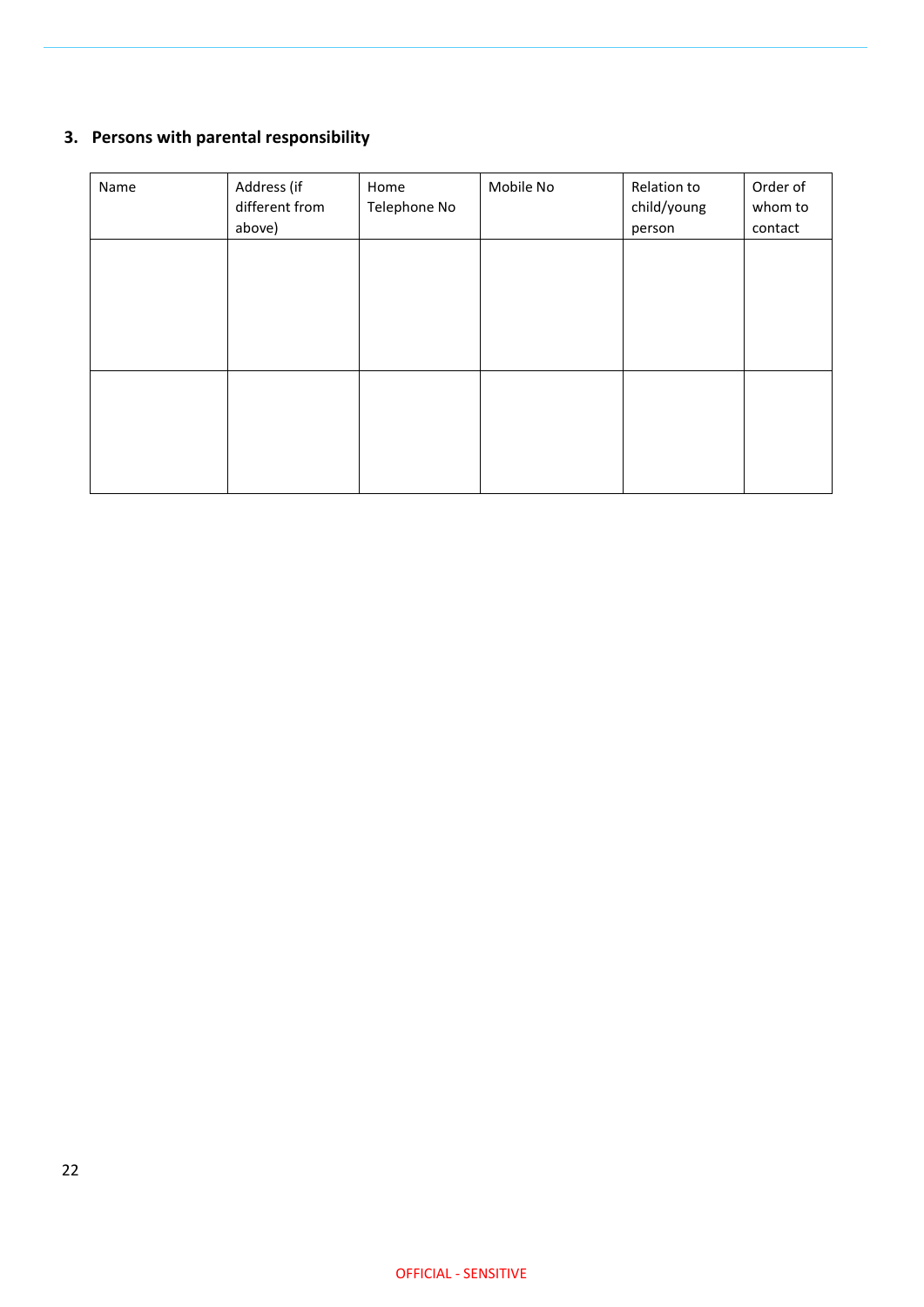### 3. Persons with parental responsibility

| Name | Address (if different from above) | Home Telephone No | Mobile No | Relation to child/young person | Order of whom to contact |
|---|---|---|---|---|---|
| | | | | | |
| | | | | | |

OFFICIAL - SENSITIVE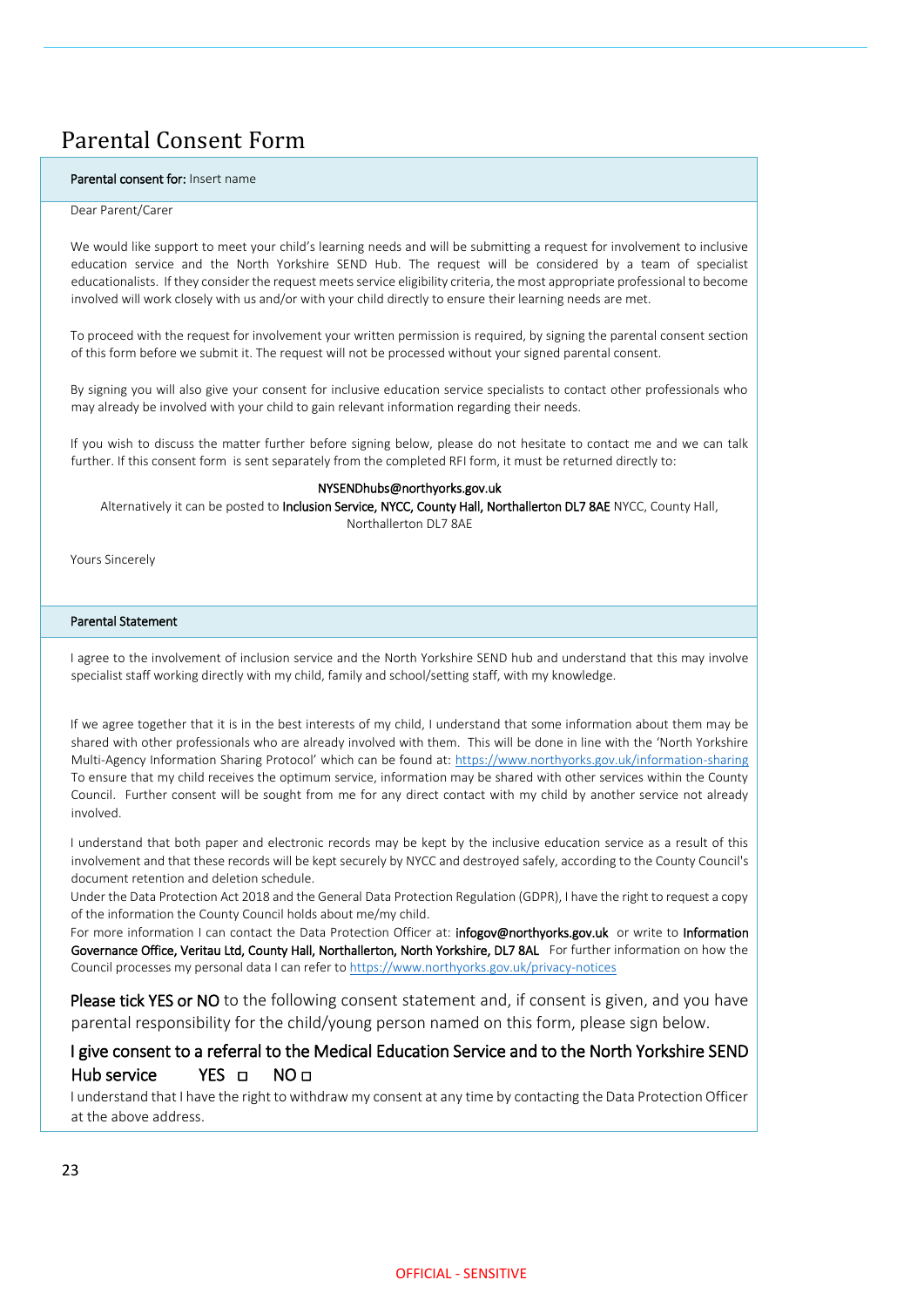# Parental Consent Form

**Parental consent for:** Insert name

Dear Parent/Carer

We would like support to meet your child's learning needs and will be submitting a request for involvement to inclusive education service and the North Yorkshire SEND Hub. The request will be considered by a team of specialist educationalists. If they consider the request meets service eligibility criteria, the most appropriate professional to become involved will work closely with us and/or with your child directly to ensure their learning needs are met.

To proceed with the request for involvement your written permission is required, by signing the parental consent section of this form before we submit it. The request will not be processed without your signed parental consent.

By signing you will also give your consent for inclusive education service specialists to contact other professionals who may already be involved with your child to gain relevant information regarding their needs.

If you wish to discuss the matter further before signing below, please do not hesitate to contact me and we can talk further. If this consent form is sent separately from the completed RFI form, it must be returned directly to:

**NYSENDhubs@northyorks.gov.uk**

Alternatively it can be posted to **Inclusion Service, NYCC, County Hall, Northallerton DL7 8AE** NYCC, County Hall, Northallerton DL7 8AE

Yours Sincerely

**Parental Statement**

I agree to the involvement of inclusion service and the North Yorkshire SEND hub and understand that this may involve specialist staff working directly with my child, family and school/setting staff, with my knowledge.

If we agree together that it is in the best interests of my child, I understand that some information about them may be shared with other professionals who are already involved with them. This will be done in line with the 'North Yorkshire Multi-Agency Information Sharing Protocol' which can be found at: https://www.northyorks.gov.uk/information-sharing To ensure that my child receives the optimum service, information may be shared with other services within the County Council. Further consent will be sought from me for any direct contact with my child by another service not already involved.

I understand that both paper and electronic records may be kept by the inclusive education service as a result of this involvement and that these records will be kept securely by NYCC and destroyed safely, according to the County Council's document retention and deletion schedule.
Under the Data Protection Act 2018 and the General Data Protection Regulation (GDPR), I have the right to request a copy of the information the County Council holds about me/my child.
For more information I can contact the Data Protection Officer at: **infogov@northyorks.gov.uk** or write to **Information Governance Office, Veritau Ltd, County Hall, Northallerton, North Yorkshire, DL7 8AL** For further information on how the Council processes my personal data I can refer to https://www.northyorks.gov.uk/privacy-notices

**Please tick YES or NO** to the following consent statement and, if consent is given, and you have parental responsibility for the child/young person named on this form, please sign below.

**I give consent to a referral to the Medical Education Service and to the North Yorkshire SEND Hub service YES ☐ NO ☐**

I understand that I have the right to withdraw my consent at any time by contacting the Data Protection Officer at the above address.

OFFICIAL - SENSITIVE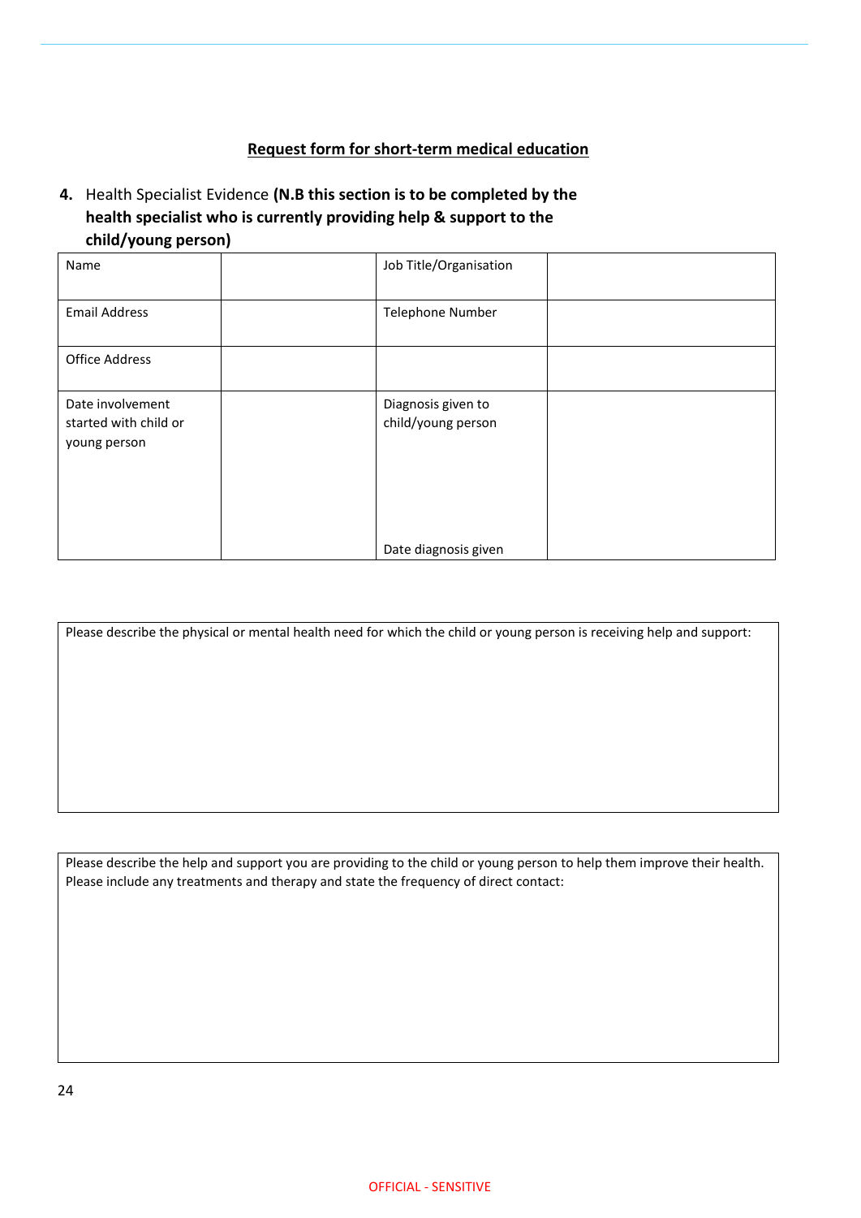**Request form for short-term medical education**

**4.** Health Specialist Evidence **(N.B this section is to be completed by the health specialist who is currently providing help & support to the child/young person)**

| Name | | Job Title/Organisation | |
|---|---|---|---|
| Email Address | | Telephone Number | |
| Office Address | | | |
| Date involvement started with child or young person | | Diagnosis given to child/young person<br><br>Date diagnosis given | |

| Please describe the physical or mental health need for which the child or young person is receiving help and support: |
|---|
| |

| Please describe the help and support you are providing to the child or young person to help them improve their health. Please include any treatments and therapy and state the frequency of direct contact: |
|---|
| |

OFFICIAL - SENSITIVE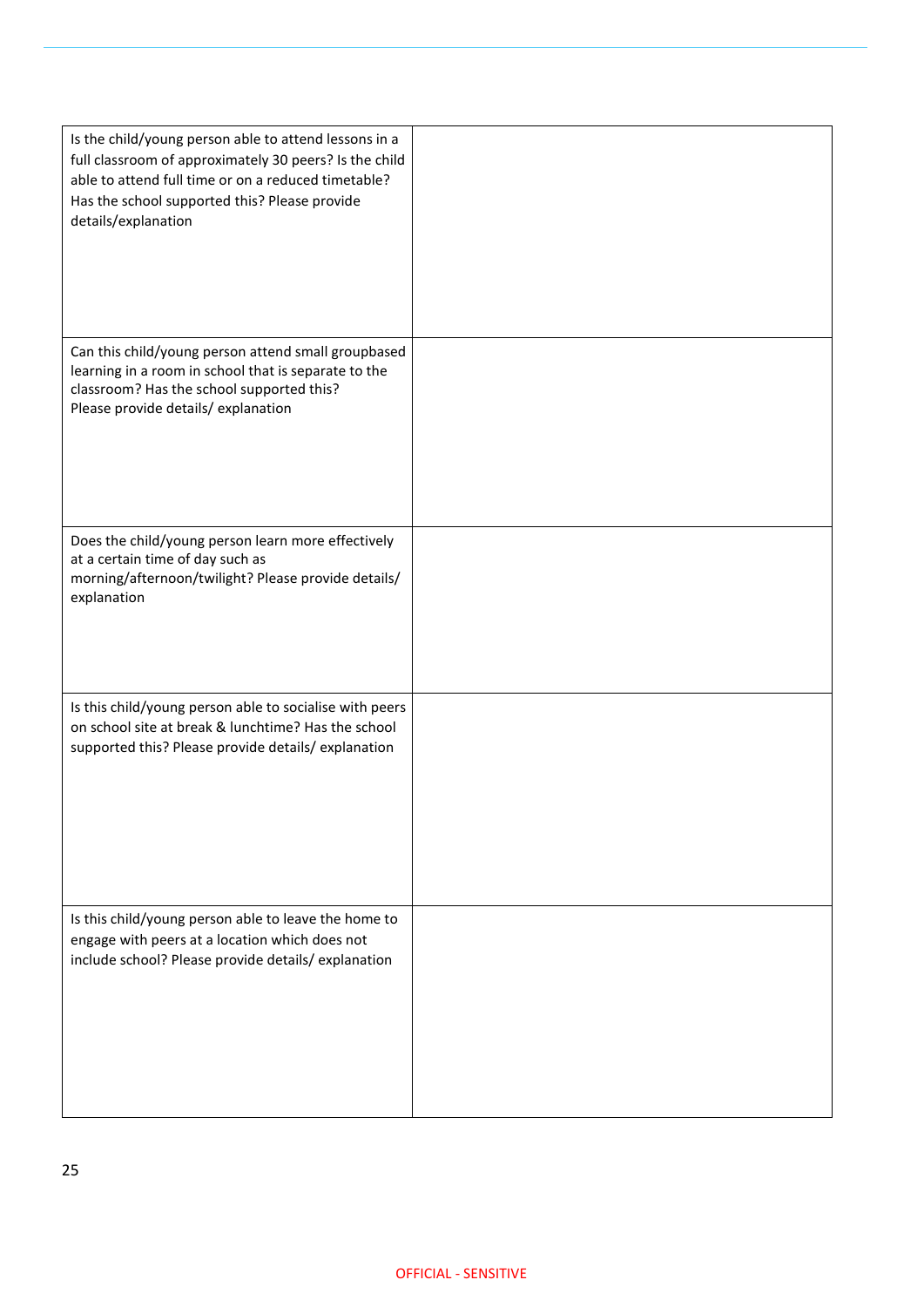| | |
|---|---|
| Is the child/young person able to attend lessons in a full classroom of approximately 30 peers? Is the child able to attend full time or on a reduced timetable? Has the school supported this? Please provide details/explanation | |
| Can this child/young person attend small groupbased learning in a room in school that is separate to the classroom? Has the school supported this? Please provide details/ explanation | |
| Does the child/young person learn more effectively at a certain time of day such as morning/afternoon/twilight? Please provide details/ explanation | |
| Is this child/young person able to socialise with peers on school site at break & lunchtime? Has the school supported this? Please provide details/ explanation | |
| Is this child/young person able to leave the home to engage with peers at a location which does not include school? Please provide details/ explanation | |

OFFICIAL - SENSITIVE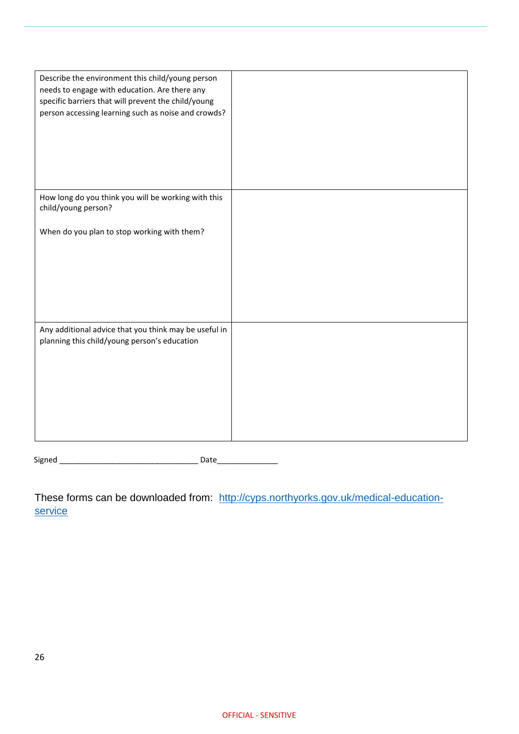| | |
|---|---|
| Describe the environment this child/young person needs to engage with education. Are there any specific barriers that will prevent the child/young person accessing learning such as noise and crowds? | |
| How long do you think you will be working with this child/young person?<br><br>When do you plan to stop working with them? | |
| Any additional advice that you think may be useful in planning this child/young person's education | |

Signed ________________________________ Date______________

These forms can be downloaded from: [http://cyps.northyorks.gov.uk/medical-education-service](http://cyps.northyorks.gov.uk/medical-education-service)

OFFICIAL - SENSITIVE